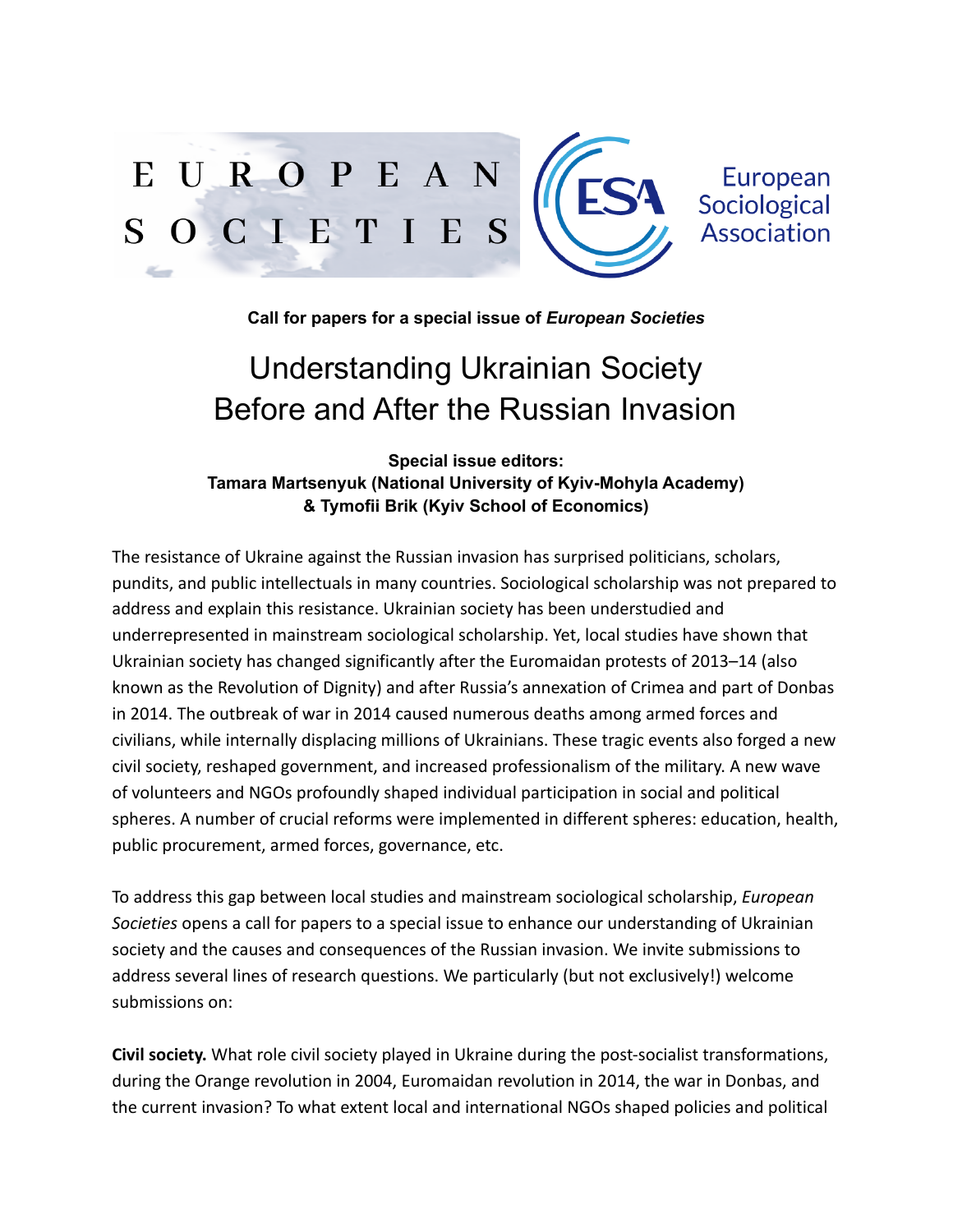EUROPEAN SOCIETIES

European Sociological Association

**Call for papers for a special issue of *European Societies***

# Understanding Ukrainian Society Before and After the Russian Invasion

**Special issue editors:**
**Tamara Martsenyuk (National University of Kyiv-Mohyla Academy) & Tymofii Brik (Kyiv School of Economics)**

The resistance of Ukraine against the Russian invasion has surprised politicians, scholars, pundits, and public intellectuals in many countries. Sociological scholarship was not prepared to address and explain this resistance. Ukrainian society has been understudied and underrepresented in mainstream sociological scholarship. Yet, local studies have shown that Ukrainian society has changed significantly after the Euromaidan protests of 2013–14 (also known as the Revolution of Dignity) and after Russia's annexation of Crimea and part of Donbas in 2014. The outbreak of war in 2014 caused numerous deaths among armed forces and civilians, while internally displacing millions of Ukrainians. These tragic events also forged a new civil society, reshaped government, and increased professionalism of the military. A new wave of volunteers and NGOs profoundly shaped individual participation in social and political spheres. A number of crucial reforms were implemented in different spheres: education, health, public procurement, armed forces, governance, etc.

To address this gap between local studies and mainstream sociological scholarship, *European Societies* opens a call for papers to a special issue to enhance our understanding of Ukrainian society and the causes and consequences of the Russian invasion. We invite submissions to address several lines of research questions. We particularly (but not exclusively!) welcome submissions on:

**Civil society.** What role civil society played in Ukraine during the post-socialist transformations, during the Orange revolution in 2004, Euromaidan revolution in 2014, the war in Donbas, and the current invasion? To what extent local and international NGOs shaped policies and political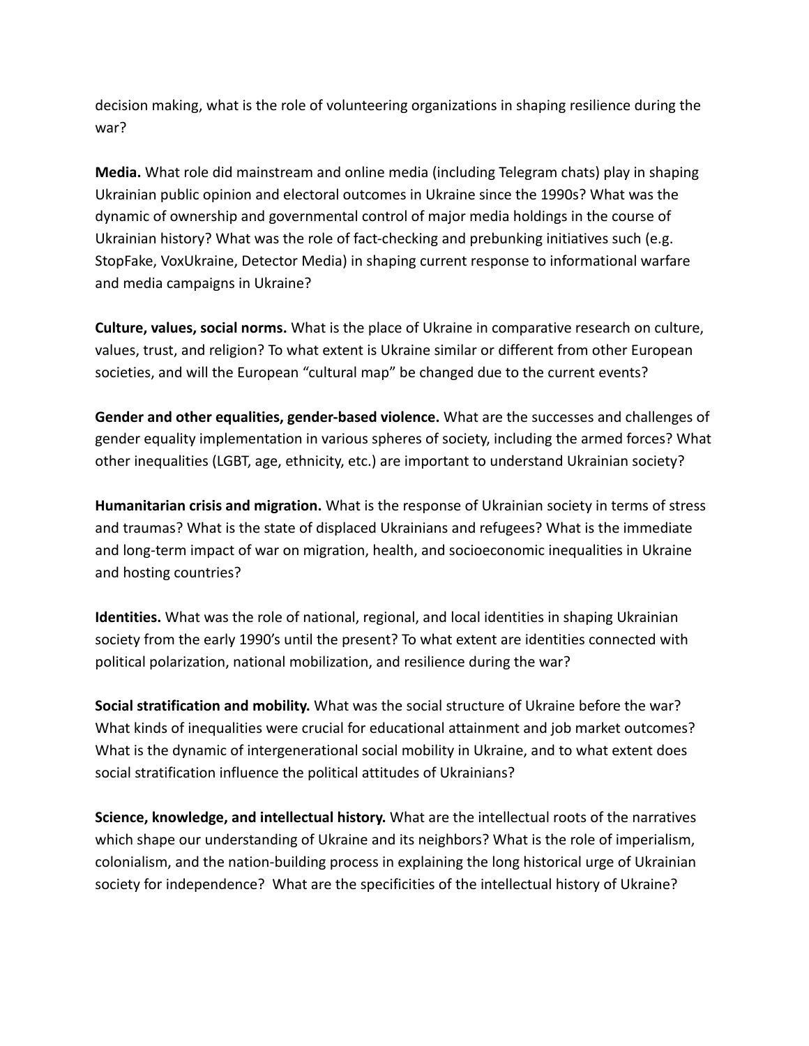decision making, what is the role of volunteering organizations in shaping resilience during the war?

**Media.** What role did mainstream and online media (including Telegram chats) play in shaping Ukrainian public opinion and electoral outcomes in Ukraine since the 1990s? What was the dynamic of ownership and governmental control of major media holdings in the course of Ukrainian history? What was the role of fact-checking and prebunking initiatives such (e.g. StopFake, VoxUkraine, Detector Media) in shaping current response to informational warfare and media campaigns in Ukraine?

**Culture, values, social norms.** What is the place of Ukraine in comparative research on culture, values, trust, and religion? To what extent is Ukraine similar or different from other European societies, and will the European "cultural map" be changed due to the current events?

**Gender and other equalities, gender-based violence.** What are the successes and challenges of gender equality implementation in various spheres of society, including the armed forces? What other inequalities (LGBT, age, ethnicity, etc.) are important to understand Ukrainian society?

**Humanitarian crisis and migration.** What is the response of Ukrainian society in terms of stress and traumas? What is the state of displaced Ukrainians and refugees? What is the immediate and long-term impact of war on migration, health, and socioeconomic inequalities in Ukraine and hosting countries?

**Identities.** What was the role of national, regional, and local identities in shaping Ukrainian society from the early 1990's until the present? To what extent are identities connected with political polarization, national mobilization, and resilience during the war?

**Social stratification and mobility.** What was the social structure of Ukraine before the war? What kinds of inequalities were crucial for educational attainment and job market outcomes? What is the dynamic of intergenerational social mobility in Ukraine, and to what extent does social stratification influence the political attitudes of Ukrainians?

**Science, knowledge, and intellectual history.** What are the intellectual roots of the narratives which shape our understanding of Ukraine and its neighbors? What is the role of imperialism, colonialism, and the nation-building process in explaining the long historical urge of Ukrainian society for independence? What are the specificities of the intellectual history of Ukraine?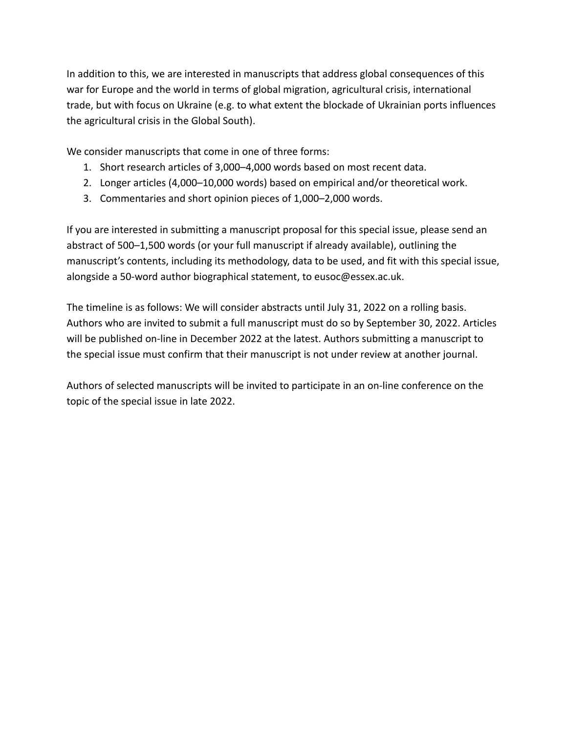In addition to this, we are interested in manuscripts that address global consequences of this war for Europe and the world in terms of global migration, agricultural crisis, international trade, but with focus on Ukraine (e.g. to what extent the blockade of Ukrainian ports influences the agricultural crisis in the Global South).

We consider manuscripts that come in one of three forms:

1. Short research articles of 3,000–4,000 words based on most recent data.
2. Longer articles (4,000–10,000 words) based on empirical and/or theoretical work.
3. Commentaries and short opinion pieces of 1,000–2,000 words.

If you are interested in submitting a manuscript proposal for this special issue, please send an abstract of 500–1,500 words (or your full manuscript if already available), outlining the manuscript's contents, including its methodology, data to be used, and fit with this special issue, alongside a 50-word author biographical statement, to eusoc@essex.ac.uk.

The timeline is as follows: We will consider abstracts until July 31, 2022 on a rolling basis. Authors who are invited to submit a full manuscript must do so by September 30, 2022. Articles will be published on-line in December 2022 at the latest. Authors submitting a manuscript to the special issue must confirm that their manuscript is not under review at another journal.

Authors of selected manuscripts will be invited to participate in an on-line conference on the topic of the special issue in late 2022.